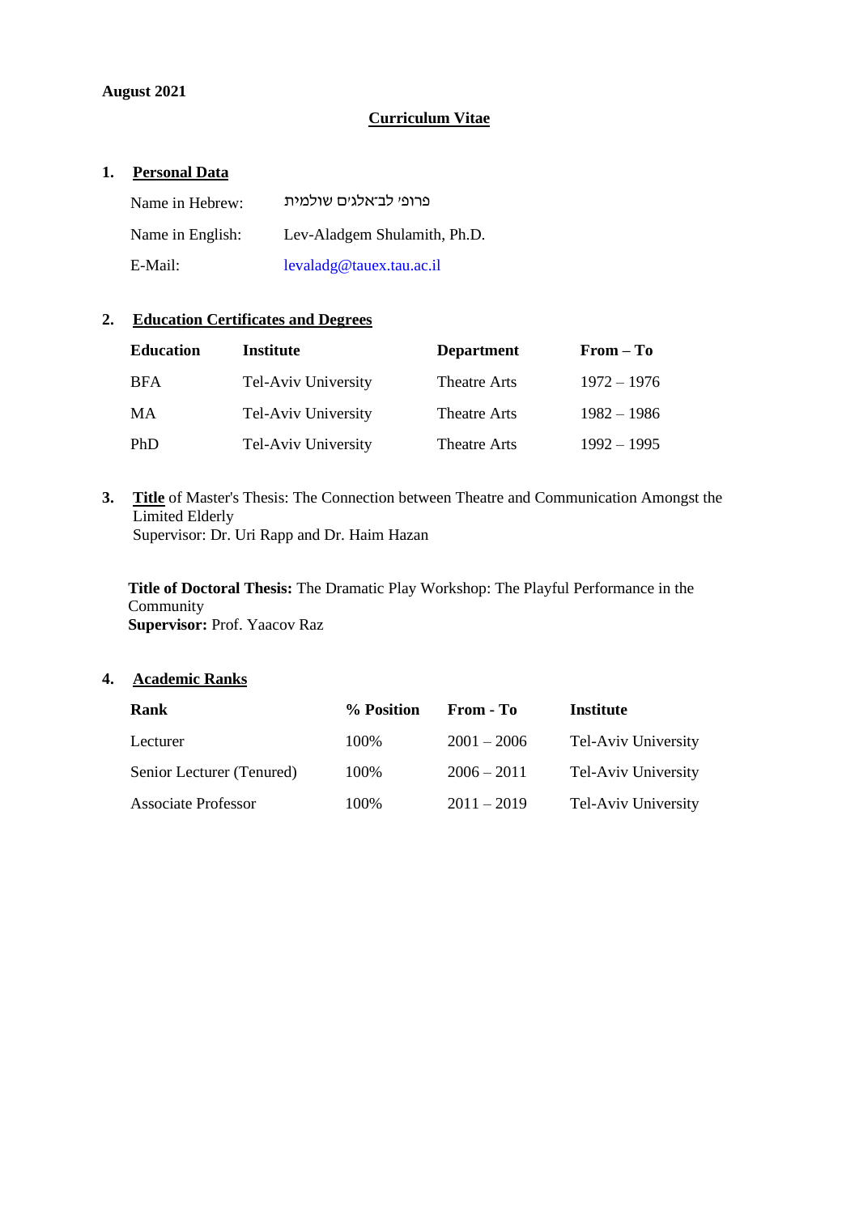**August 2021**

## Curriculum Vitae

### 1. Personal Data

| | |
|---|---|
| Name in Hebrew: | פרופ׳ לב־אלגים שולמית |
| Name in English: | Lev-Aladgem Shulamith, Ph.D. |
| E-Mail: | levaladg@tauex.tau.ac.il |

### 2. Education Certificates and Degrees

| Education | Institute | Department | From – To |
|---|---|---|---|
| BFA | Tel-Aviv University | Theatre Arts | 1972 – 1976 |
| MA | Tel-Aviv University | Theatre Arts | 1982 – 1986 |
| PhD | Tel-Aviv University | Theatre Arts | 1992 – 1995 |

### 3. Title of Master's Thesis: The Connection between Theatre and Communication Amongst the Limited Elderly

Supervisor: Dr. Uri Rapp and Dr. Haim Hazan

**Title of Doctoral Thesis:** The Dramatic Play Workshop: The Playful Performance in the Community
**Supervisor:** Prof. Yaacov Raz

### 4. Academic Ranks

| Rank | % Position | From - To | Institute |
|---|---|---|---|
| Lecturer | 100% | 2001 – 2006 | Tel-Aviv University |
| Senior Lecturer (Tenured) | 100% | 2006 – 2011 | Tel-Aviv University |
| Associate Professor | 100% | 2011 – 2019 | Tel-Aviv University |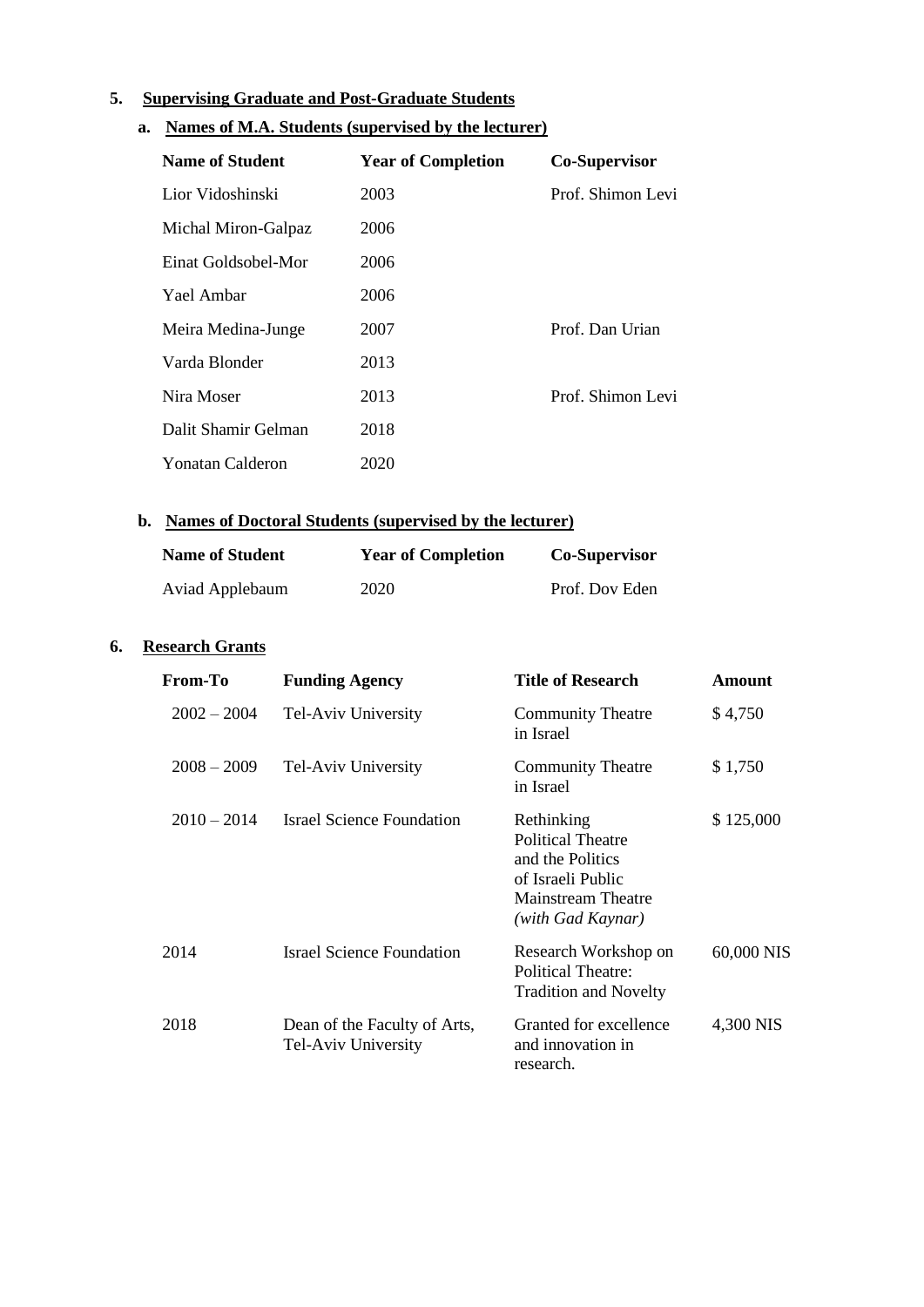## 5. Supervising Graduate and Post-Graduate Students

### a. Names of M.A. Students (supervised by the lecturer)

| Name of Student | Year of Completion | Co-Supervisor |
|---|---|---|
| Lior Vidoshinski | 2003 | Prof. Shimon Levi |
| Michal Miron-Galpaz | 2006 | |
| Einat Goldsobel-Mor | 2006 | |
| Yael Ambar | 2006 | |
| Meira Medina-Junge | 2007 | Prof. Dan Urian |
| Varda Blonder | 2013 | |
| Nira Moser | 2013 | Prof. Shimon Levi |
| Dalit Shamir Gelman | 2018 | |
| Yonatan Calderon | 2020 | |

### b. Names of Doctoral Students (supervised by the lecturer)

| Name of Student | Year of Completion | Co-Supervisor |
|---|---|---|
| Aviad Applebaum | 2020 | Prof. Dov Eden |

## 6. Research Grants

| From-To | Funding Agency | Title of Research | Amount |
|---|---|---|---|
| 2002 – 2004 | Tel-Aviv University | Community Theatre in Israel | $ 4,750 |
| 2008 – 2009 | Tel-Aviv University | Community Theatre in Israel | $ 1,750 |
| 2010 – 2014 | Israel Science Foundation | Rethinking Political Theatre and the Politics of Israeli Public Mainstream Theatre *(with Gad Kaynar)* | $ 125,000 |
| 2014 | Israel Science Foundation | Research Workshop on Political Theatre: Tradition and Novelty | 60,000 NIS |
| 2018 | Dean of the Faculty of Arts, Tel-Aviv University | Granted for excellence and innovation in research. | 4,300 NIS |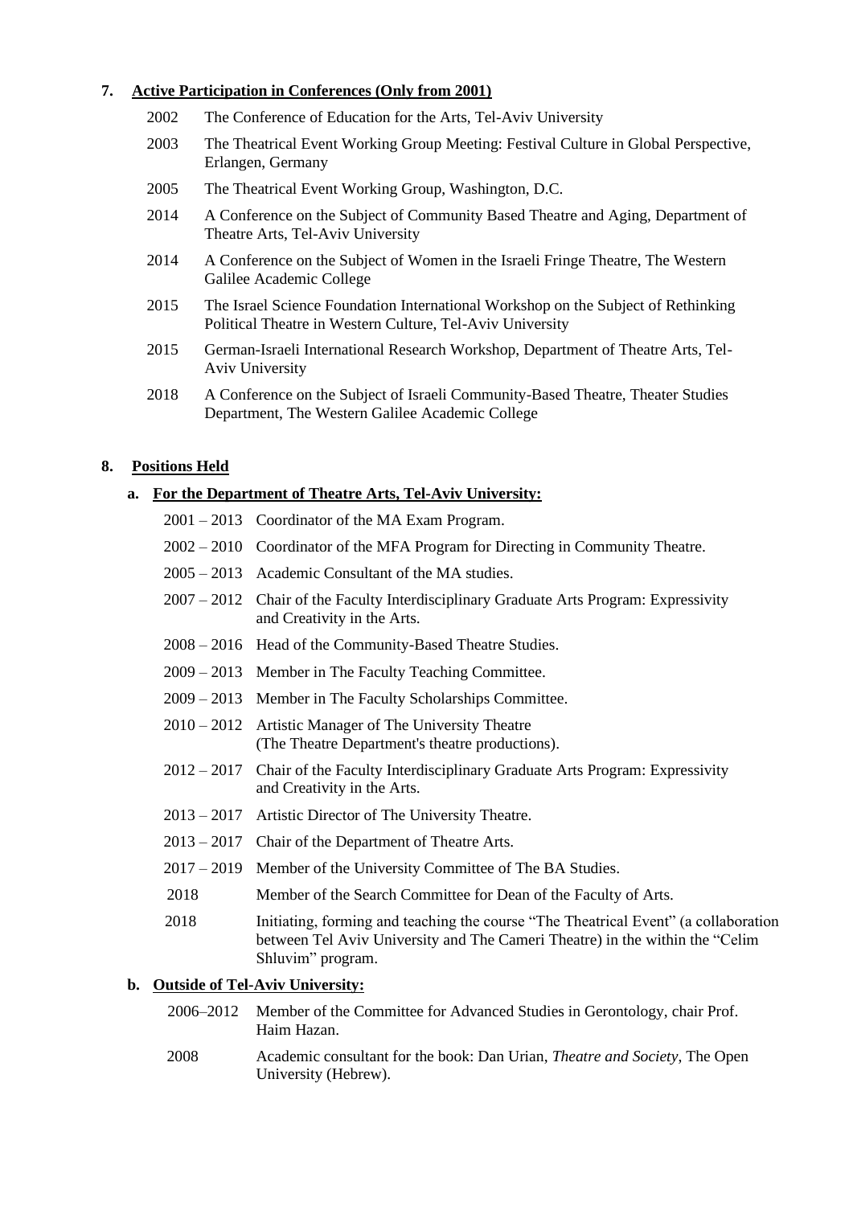## 7. **Active Participation in Conferences (Only from 2001)**

2002 The Conference of Education for the Arts, Tel-Aviv University

2003 The Theatrical Event Working Group Meeting: Festival Culture in Global Perspective, Erlangen, Germany

2005 The Theatrical Event Working Group, Washington, D.C.

2014 A Conference on the Subject of Community Based Theatre and Aging, Department of Theatre Arts, Tel-Aviv University

2014 A Conference on the Subject of Women in the Israeli Fringe Theatre, The Western Galilee Academic College

2015 The Israel Science Foundation International Workshop on the Subject of Rethinking Political Theatre in Western Culture, Tel-Aviv University

2015 German-Israeli International Research Workshop, Department of Theatre Arts, Tel-Aviv University

2018 A Conference on the Subject of Israeli Community-Based Theatre, Theater Studies Department, The Western Galilee Academic College

## 8. **Positions Held**

### a. **For the Department of Theatre Arts, Tel-Aviv University:**

2001 – 2013 Coordinator of the MA Exam Program.

2002 – 2010 Coordinator of the MFA Program for Directing in Community Theatre.

2005 – 2013 Academic Consultant of the MA studies.

2007 – 2012 Chair of the Faculty Interdisciplinary Graduate Arts Program: Expressivity and Creativity in the Arts.

2008 – 2016 Head of the Community-Based Theatre Studies.

2009 – 2013 Member in The Faculty Teaching Committee.

2009 – 2013 Member in The Faculty Scholarships Committee.

2010 – 2012 Artistic Manager of The University Theatre (The Theatre Department's theatre productions).

2012 – 2017 Chair of the Faculty Interdisciplinary Graduate Arts Program: Expressivity and Creativity in the Arts.

2013 – 2017 Artistic Director of The University Theatre.

2013 – 2017 Chair of the Department of Theatre Arts.

2017 – 2019 Member of the University Committee of The BA Studies.

2018 Member of the Search Committee for Dean of the Faculty of Arts.

2018 Initiating, forming and teaching the course "The Theatrical Event" (a collaboration between Tel Aviv University and The Cameri Theatre) in the within the "Celim Shluvim" program.

### b. **Outside of Tel-Aviv University:**

2006–2012 Member of the Committee for Advanced Studies in Gerontology, chair Prof. Haim Hazan.

2008 Academic consultant for the book: Dan Urian, *Theatre and Society*, The Open University (Hebrew).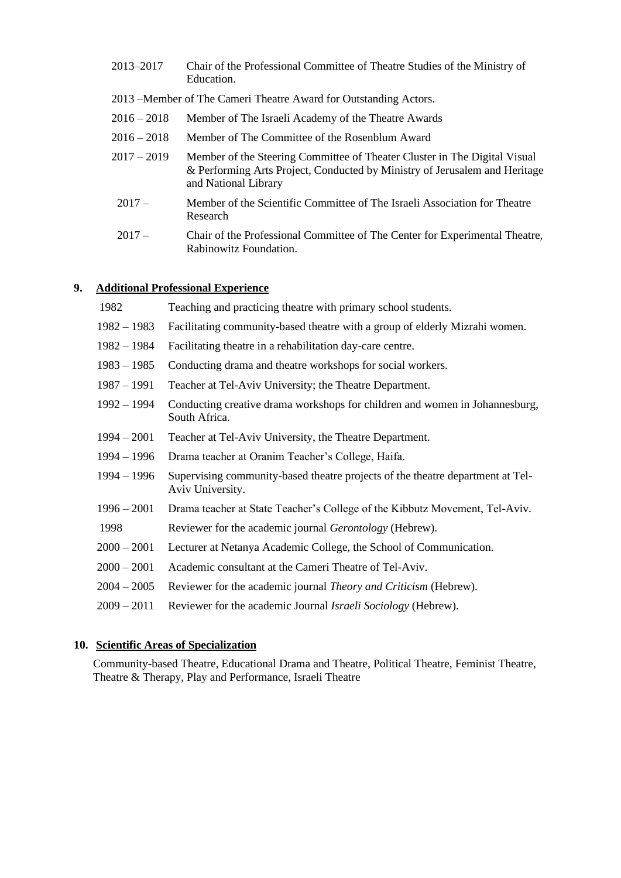| | |
|---|---|
| 2013–2017 | Chair of the Professional Committee of Theatre Studies of the Ministry of Education. |

2013 –Member of The Cameri Theatre Award for Outstanding Actors.

| | |
|---|---|
| 2016 – 2018 | Member of The Israeli Academy of the Theatre Awards |
| 2016 – 2018 | Member of The Committee of the Rosenblum Award |
| 2017 – 2019 | Member of the Steering Committee of Theater Cluster in The Digital Visual & Performing Arts Project, Conducted by Ministry of Jerusalem and Heritage and National Library |
| 2017 – | Member of the Scientific Committee of The Israeli Association for Theatre Research |
| 2017 – | Chair of the Professional Committee of The Center for Experimental Theatre, Rabinowitz Foundation. |

## 9. Additional Professional Experience

| | |
|---|---|
| 1982 | Teaching and practicing theatre with primary school students. |
| 1982 – 1983 | Facilitating community-based theatre with a group of elderly Mizrahi women. |
| 1982 – 1984 | Facilitating theatre in a rehabilitation day-care centre. |
| 1983 – 1985 | Conducting drama and theatre workshops for social workers. |
| 1987 – 1991 | Teacher at Tel-Aviv University; the Theatre Department. |
| 1992 – 1994 | Conducting creative drama workshops for children and women in Johannesburg, South Africa. |
| 1994 – 2001 | Teacher at Tel-Aviv University, the Theatre Department. |
| 1994 – 1996 | Drama teacher at Oranim Teacher's College, Haifa. |
| 1994 – 1996 | Supervising community-based theatre projects of the theatre department at Tel-Aviv University. |
| 1996 – 2001 | Drama teacher at State Teacher's College of the Kibbutz Movement, Tel-Aviv. |
| 1998 | Reviewer for the academic journal *Gerontology* (Hebrew). |
| 2000 – 2001 | Lecturer at Netanya Academic College, the School of Communication. |
| 2000 – 2001 | Academic consultant at the Cameri Theatre of Tel-Aviv. |
| 2004 – 2005 | Reviewer for the academic journal *Theory and Criticism* (Hebrew). |
| 2009 – 2011 | Reviewer for the academic Journal *Israeli Sociology* (Hebrew). |

## 10. Scientific Areas of Specialization

Community-based Theatre, Educational Drama and Theatre, Political Theatre, Feminist Theatre, Theatre & Therapy, Play and Performance, Israeli Theatre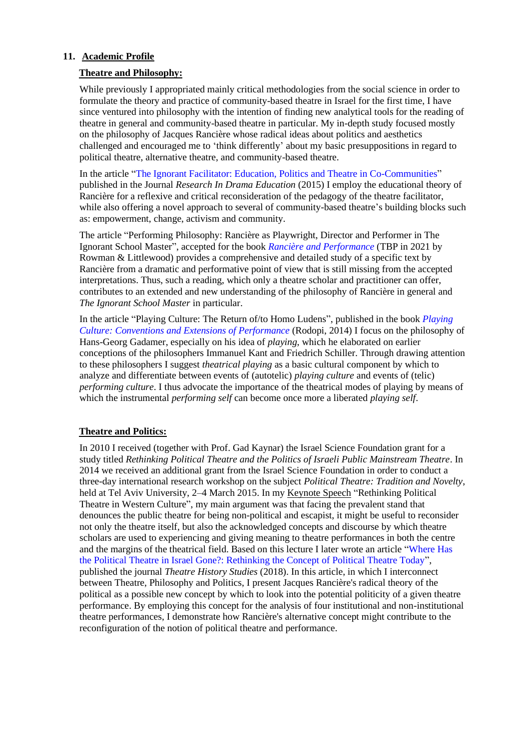## 11. Academic Profile

### Theatre and Philosophy:

While previously I appropriated mainly critical methodologies from the social science in order to formulate the theory and practice of community-based theatre in Israel for the first time, I have since ventured into philosophy with the intention of finding new analytical tools for the reading of theatre in general and community-based theatre in particular. My in-depth study focused mostly on the philosophy of Jacques Rancière whose radical ideas about politics and aesthetics challenged and encouraged me to 'think differently' about my basic presuppositions in regard to political theatre, alternative theatre, and community-based theatre.

In the article "The Ignorant Facilitator: Education, Politics and Theatre in Co-Communities" published in the Journal *Research In Drama Education* (2015) I employ the educational theory of Rancière for a reflexive and critical reconsideration of the pedagogy of the theatre facilitator, while also offering a novel approach to several of community-based theatre's building blocks such as: empowerment, change, activism and community.

The article "Performing Philosophy: Rancière as Playwright, Director and Performer in The Ignorant School Master", accepted for the book *Rancière and Performance* (TBP in 2021 by Rowman & Littlewood) provides a comprehensive and detailed study of a specific text by Rancière from a dramatic and performative point of view that is still missing from the accepted interpretations. Thus, such a reading, which only a theatre scholar and practitioner can offer, contributes to an extended and new understanding of the philosophy of Rancière in general and *The Ignorant School Master* in particular.

In the article "Playing Culture: The Return of/to Homo Ludens", published in the book *Playing Culture: Conventions and Extensions of Performance* (Rodopi, 2014) I focus on the philosophy of Hans-Georg Gadamer, especially on his idea of *playing*, which he elaborated on earlier conceptions of the philosophers Immanuel Kant and Friedrich Schiller. Through drawing attention to these philosophers I suggest *theatrical playing* as a basic cultural component by which to analyze and differentiate between events of (autotelic) *playing culture* and events of (telic) *performing culture*. I thus advocate the importance of the theatrical modes of playing by means of which the instrumental *performing self* can become once more a liberated *playing self*.

### Theatre and Politics:

In 2010 I received (together with Prof. Gad Kaynar) the Israel Science Foundation grant for a study titled *Rethinking Political Theatre and the Politics of Israeli Public Mainstream Theatre*. In 2014 we received an additional grant from the Israel Science Foundation in order to conduct a three-day international research workshop on the subject *Political Theatre: Tradition and Novelty*, held at Tel Aviv University, 2–4 March 2015. In my Keynote Speech "Rethinking Political Theatre in Western Culture", my main argument was that facing the prevalent stand that denounces the public theatre for being non-political and escapist, it might be useful to reconsider not only the theatre itself, but also the acknowledged concepts and discourse by which theatre scholars are used to experiencing and giving meaning to theatre performances in both the centre and the margins of the theatrical field. Based on this lecture I later wrote an article "Where Has the Political Theatre in Israel Gone?: Rethinking the Concept of Political Theatre Today", published the journal *Theatre History Studies* (2018). In this article, in which I interconnect between Theatre, Philosophy and Politics, I present Jacques Rancière's radical theory of the political as a possible new concept by which to look into the potential politicity of a given theatre performance. By employing this concept for the analysis of four institutional and non-institutional theatre performances, I demonstrate how Rancière's alternative concept might contribute to the reconfiguration of the notion of political theatre and performance.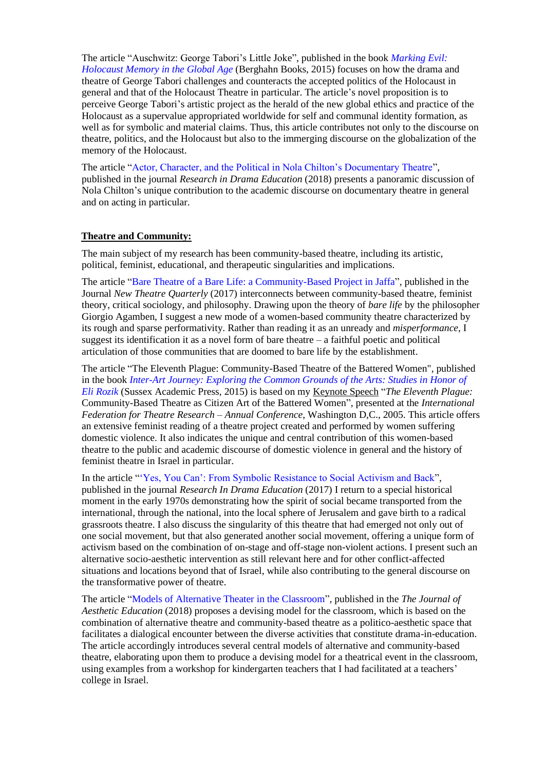The article "Auschwitz: George Tabori's Little Joke", published in the book *Marking Evil: Holocaust Memory in the Global Age* (Berghahn Books, 2015) focuses on how the drama and theatre of George Tabori challenges and counteracts the accepted politics of the Holocaust in general and that of the Holocaust Theatre in particular. The article's novel proposition is to perceive George Tabori's artistic project as the herald of the new global ethics and practice of the Holocaust as a supervalue appropriated worldwide for self and communal identity formation, as well as for symbolic and material claims. Thus, this article contributes not only to the discourse on theatre, politics, and the Holocaust but also to the immerging discourse on the globalization of the memory of the Holocaust.

The article "Actor, Character, and the Political in Nola Chilton's Documentary Theatre", published in the journal *Research in Drama Education* (2018) presents a panoramic discussion of Nola Chilton's unique contribution to the academic discourse on documentary theatre in general and on acting in particular.

**Theatre and Community:**

The main subject of my research has been community-based theatre, including its artistic, political, feminist, educational, and therapeutic singularities and implications.

The article "Bare Theatre of a Bare Life: a Community-Based Project in Jaffa", published in the Journal *New Theatre Quarterly* (2017) interconnects between community-based theatre, feminist theory, critical sociology, and philosophy. Drawing upon the theory of *bare life* by the philosopher Giorgio Agamben, I suggest a new mode of a women-based community theatre characterized by its rough and sparse performativity. Rather than reading it as an unready and *misperformance*, I suggest its identification it as a novel form of bare theatre – a faithful poetic and political articulation of those communities that are doomed to bare life by the establishment.

The article "The Eleventh Plague: Community-Based Theatre of the Battered Women", published in the book *Inter-Art Journey: Exploring the Common Grounds of the Arts: Studies in Honor of Eli Rozik* (Sussex Academic Press, 2015) is based on my Keynote Speech "*The Eleventh Plague:* Community-Based Theatre as Citizen Art of the Battered Women", presented at the *International Federation for Theatre Research – Annual Conference*, Washington D,C., 2005. This article offers an extensive feminist reading of a theatre project created and performed by women suffering domestic violence. It also indicates the unique and central contribution of this women-based theatre to the public and academic discourse of domestic violence in general and the history of feminist theatre in Israel in particular.

In the article "'Yes, You Can': From Symbolic Resistance to Social Activism and Back", published in the journal *Research In Drama Education* (2017) I return to a special historical moment in the early 1970s demonstrating how the spirit of social became transported from the international, through the national, into the local sphere of Jerusalem and gave birth to a radical grassroots theatre. I also discuss the singularity of this theatre that had emerged not only out of one social movement, but that also generated another social movement, offering a unique form of activism based on the combination of on-stage and off-stage non-violent actions. I present such an alternative socio-aesthetic intervention as still relevant here and for other conflict-affected situations and locations beyond that of Israel, while also contributing to the general discourse on the transformative power of theatre.

The article "Models of Alternative Theater in the Classroom", published in the *The Journal of Aesthetic Education* (2018) proposes a devising model for the classroom, which is based on the combination of alternative theatre and community-based theatre as a politico-aesthetic space that facilitates a dialogical encounter between the diverse activities that constitute drama-in-education. The article accordingly introduces several central models of alternative and community-based theatre, elaborating upon them to produce a devising model for a theatrical event in the classroom, using examples from a workshop for kindergarten teachers that I had facilitated at a teachers' college in Israel.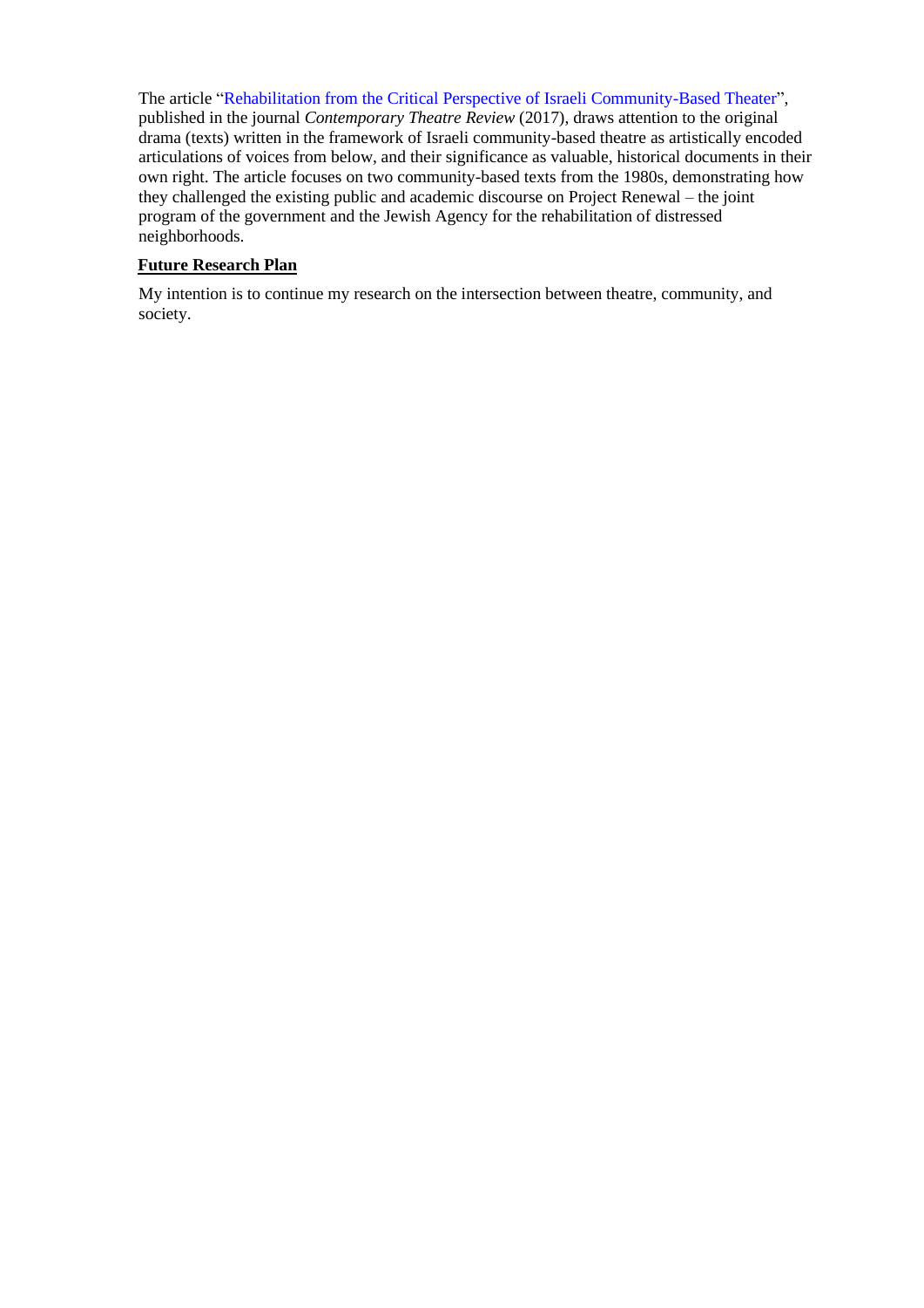The article "Rehabilitation from the Critical Perspective of Israeli Community-Based Theater", published in the journal *Contemporary Theatre Review* (2017), draws attention to the original drama (texts) written in the framework of Israeli community-based theatre as artistically encoded articulations of voices from below, and their significance as valuable, historical documents in their own right. The article focuses on two community-based texts from the 1980s, demonstrating how they challenged the existing public and academic discourse on Project Renewal – the joint program of the government and the Jewish Agency for the rehabilitation of distressed neighborhoods.

**Future Research Plan**

My intention is to continue my research on the intersection between theatre, community, and society.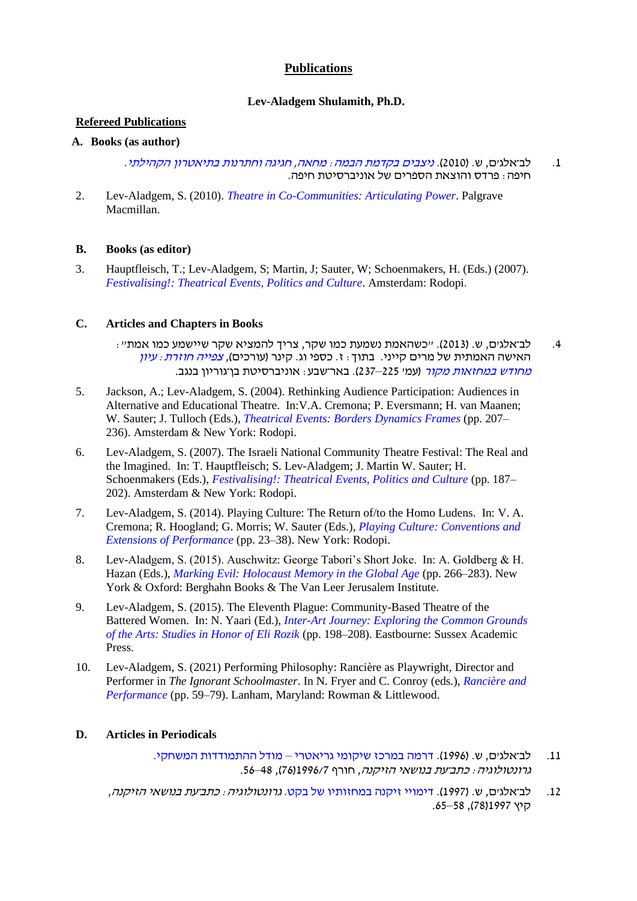# Publications

**Lev-Aladgem Shulamith, Ph.D.**

## Refereed Publications

### A. Books (as author)

1. לב־אלגים, ש. (2010). *ניצבים בקדמת הבמה: מחאה, חגיגה וחתרנות בתיאטרון הקהילתי*. חיפה: פרדס והוצאת הספרים של אוניברסיטת חיפה.

2. Lev-Aladgem, S. (2010). *Theatre in Co-Communities: Articulating Power*. Palgrave Macmillan.

### B. Books (as editor)

3. Hauptfleisch, T.; Lev-Aladgem, S; Martin, J; Sauter, W; Schoenmakers, H. (Eds.) (2007). *Festivalising!: Theatrical Events, Politics and Culture*. Amsterdam: Rodopi.

### C. Articles and Chapters in Books

4. לב־אלגים, ש. (2013). ״כשהאמת נשמעת כמו שקר, צריך להמציא שקר שיישמע כמו אמת״: האישה האמתית של מרים קייני. בתוך: ז. כספי וג. קינר (עורכים), *צפייה חוזרת: עיון מחודש במחזאות מקור* (עמ' 225–237). באר־שבע: אוניברסיטת בן־גוריון בנגב.

5. Jackson, A.; Lev-Aladgem, S. (2004). Rethinking Audience Participation: Audiences in Alternative and Educational Theatre. In:V.A. Cremona; P. Eversmann; H. van Maanen; W. Sauter; J. Tulloch (Eds.), *Theatrical Events: Borders Dynamics Frames* (pp. 207–236). Amsterdam & New York: Rodopi.

6. Lev-Aladgem, S. (2007). The Israeli National Community Theatre Festival: The Real and the Imagined. In: T. Hauptfleisch; S. Lev-Aladgem; J. Martin W. Sauter; H. Schoenmakers (Eds.), *Festivalising!: Theatrical Events, Politics and Culture* (pp. 187–202). Amsterdam & New York: Rodopi.

7. Lev-Aladgem, S. (2014). Playing Culture: The Return of/to the Homo Ludens. In: V. A. Cremona; R. Hoogland; G. Morris; W. Sauter (Eds.), *Playing Culture: Conventions and Extensions of Performance* (pp. 23–38). New York: Rodopi.

8. Lev-Aladgem, S. (2015). Auschwitz: George Tabori's Short Joke. In: A. Goldberg & H. Hazan (Eds.), *Marking Evil: Holocaust Memory in the Global Age* (pp. 266–283). New York & Oxford: Berghahn Books & The Van Leer Jerusalem Institute.

9. Lev-Aladgem, S. (2015). The Eleventh Plague: Community-Based Theatre of the Battered Women. In: N. Yaari (Ed.), *Inter-Art Journey: Exploring the Common Grounds of the Arts: Studies in Honor of Eli Rozik* (pp. 198–208). Eastbourne: Sussex Academic Press.

10. Lev-Aladgem, S. (2021) Performing Philosophy: Rancière as Playwright, Director and Performer in *The Ignorant Schoolmaster*. In N. Fryer and C. Conroy (eds.), *Rancière and Performance* (pp. 59–79). Lanham, Maryland: Rowman & Littlewood.

### D. Articles in Periodicals

11. לב־אלגים, ש. (1996). דרמה במרכז שיקומי גריאטרי – מודל ההתמודדות המשחקי. *גרונטולוגיה: כתב־עת בנושאי הזיקנה*, חורף 1996/7(76), 48–56.

12. לב־אלגים, ש. (1997). דימויי זיקנה במחזותיו של בקט. *גרונטולוגיה: כתב־עת בנושאי הזיקנה*, קיץ 1997(78), 58–65.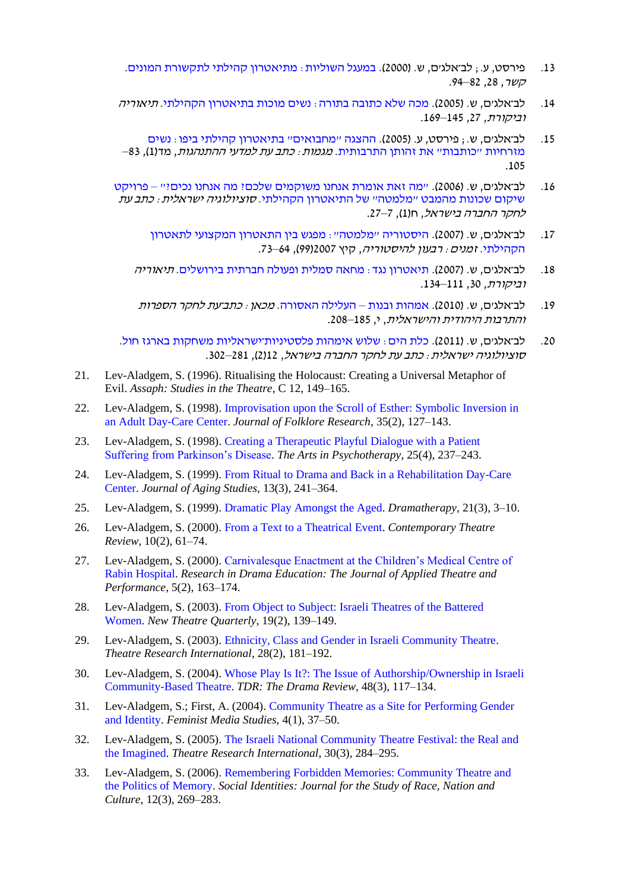13. פירסט, ע. ; לב־אלגים, ש. (2000). במעגל השוליות : מתיאטרון קהילתי לתקשורת המונים. *קשר*, 28, 82–94.

14. לב־אלגים, ש. (2005). מכה שלא כתובה בתורה : נשים מוכות בתיאטרון הקהילתי. *תיאוריה וביקורת*, 27, 145–169.

15. לב־אלגים, ש. ; פירסט, ע. (2005). ההצגה "מחבואים" בתיאטרון קהילתי ביפו : נשים מזרחיות "כותבות" את זהותן התרבותית. *מגמות : כתב עת למדעי ההתנהגות*, מד(1), 83–105.

16. לב־אלגים, ש. (2006). "מה זאת אומרת אנחנו משוקמים שלכם? מה אנחנו נכים?!" – פרויקט שיקום שכונות מהמבט "מלמטה" של התיאטרון הקהילתי. *סוציולוגיה ישראלית : כתב עת לחקר החברה בישראל*, ח(1), 7–27.

17. לב־אלגים, ש. (2007). היסטוריה "מלמטה" : מפגש בין התאטרון המקצועי לתאטרון הקהילתי. *זמנים : רבעון להיסטוריה*, קיץ 2007(99), 64–73.

18. לב־אלגים, ש. (2007). תיאטרון נגד : מחאה סמלית ופעולה חברתית בירושלים. *תיאוריה וביקורת*, 30, 111–134.

19. לב־אלגים, ש. (2010). אמהות ובנות – העלילה האסורה. *מכאן : כתב־עת לחקר הספרות והתרבות היהודית והישראלית*, י, 185–208.

20. לב־אלגים, ש. (2011). כלת הים : שלוש אימהות פלסטיניות־ישראליות משחקות בארגז חול. *סוציולוגיה ישראלית : כתב עת לחקר החברה בישראל*, 12(2), 281–302.

21. Lev-Aladgem, S. (1996). Ritualising the Holocaust: Creating a Universal Metaphor of Evil. *Assaph: Studies in the Theatre*, C 12, 149–165.

22. Lev-Aladgem, S. (1998). Improvisation upon the Scroll of Esther: Symbolic Inversion in an Adult Day-Care Center. *Journal of Folklore Research*, 35(2), 127–143.

23. Lev-Aladgem, S. (1998). Creating a Therapeutic Playful Dialogue with a Patient Suffering from Parkinson's Disease. *The Arts in Psychotherapy*, 25(4), 237–243.

24. Lev-Aladgem, S. (1999). From Ritual to Drama and Back in a Rehabilitation Day-Care Center. *Journal of Aging Studies*, 13(3), 241–364.

25. Lev-Aladgem, S. (1999). Dramatic Play Amongst the Aged. *Dramatherapy*, 21(3), 3–10.

26. Lev-Aladgem, S. (2000). From a Text to a Theatrical Event. *Contemporary Theatre Review*, 10(2), 61–74.

27. Lev-Aladgem, S. (2000). Carnivalesque Enactment at the Children's Medical Centre of Rabin Hospital. *Research in Drama Education: The Journal of Applied Theatre and Performance*, 5(2), 163–174.

28. Lev-Aladgem, S. (2003). From Object to Subject: Israeli Theatres of the Battered Women. *New Theatre Quarterly*, 19(2), 139–149.

29. Lev-Aladgem, S. (2003). Ethnicity, Class and Gender in Israeli Community Theatre. *Theatre Research International*, 28(2), 181–192.

30. Lev-Aladgem, S. (2004). Whose Play Is It?: The Issue of Authorship/Ownership in Israeli Community-Based Theatre. *TDR: The Drama Review*, 48(3), 117–134.

31. Lev-Aladgem, S.; First, A. (2004). Community Theatre as a Site for Performing Gender and Identity. *Feminist Media Studies*, 4(1), 37–50.

32. Lev-Aladgem, S. (2005). The Israeli National Community Theatre Festival: the Real and the Imagined. *Theatre Research International*, 30(3), 284–295.

33. Lev-Aladgem, S. (2006). Remembering Forbidden Memories: Community Theatre and the Politics of Memory. *Social Identities: Journal for the Study of Race, Nation and Culture*, 12(3), 269–283.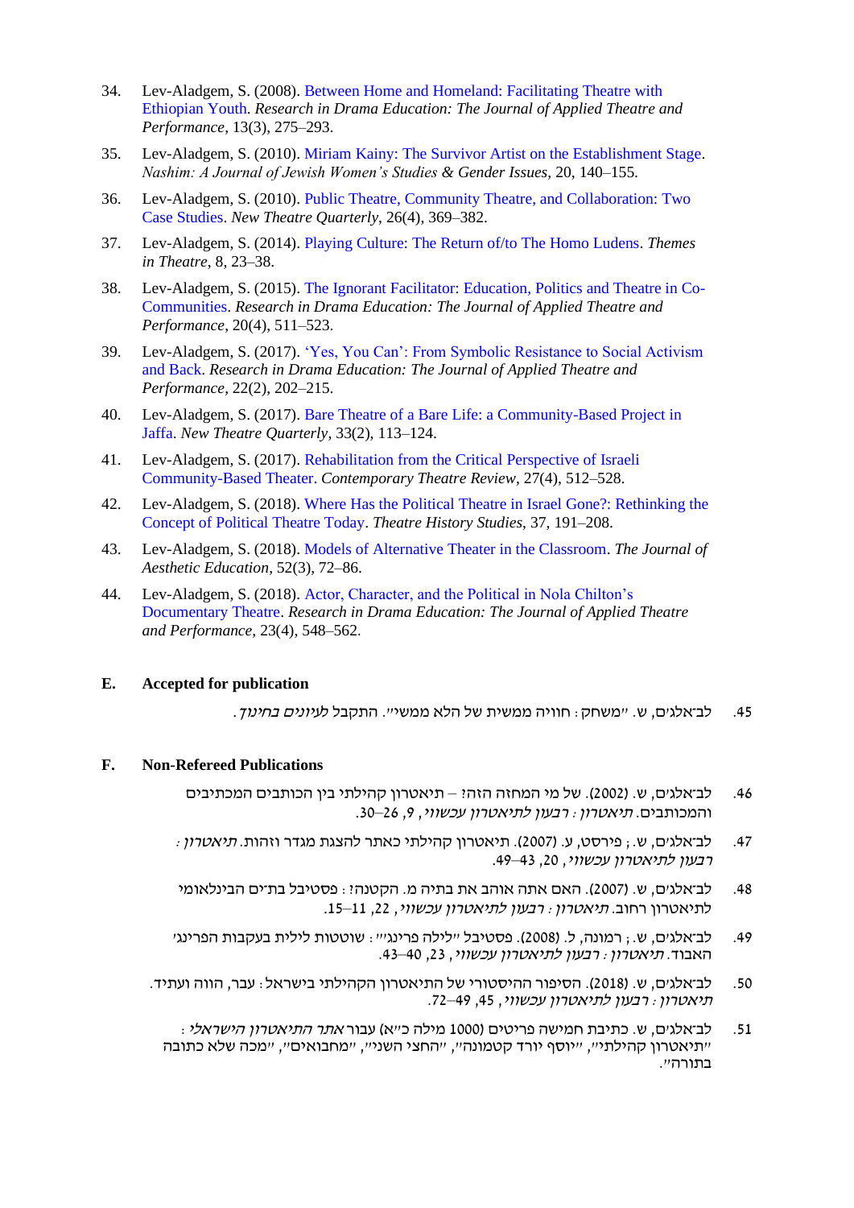34. Lev-Aladgem, S. (2008). Between Home and Homeland: Facilitating Theatre with Ethiopian Youth. *Research in Drama Education: The Journal of Applied Theatre and Performance*, 13(3), 275–293.

35. Lev-Aladgem, S. (2010). Miriam Kainy: The Survivor Artist on the Establishment Stage. *Nashim: A Journal of Jewish Women's Studies & Gender Issues*, 20, 140–155.

36. Lev-Aladgem, S. (2010). Public Theatre, Community Theatre, and Collaboration: Two Case Studies. *New Theatre Quarterly*, 26(4), 369–382.

37. Lev-Aladgem, S. (2014). Playing Culture: The Return of/to The Homo Ludens. *Themes in Theatre*, 8, 23–38.

38. Lev-Aladgem, S. (2015). The Ignorant Facilitator: Education, Politics and Theatre in Co-Communities. *Research in Drama Education: The Journal of Applied Theatre and Performance*, 20(4), 511–523.

39. Lev-Aladgem, S. (2017). 'Yes, You Can': From Symbolic Resistance to Social Activism and Back. *Research in Drama Education: The Journal of Applied Theatre and Performance*, 22(2), 202–215.

40. Lev-Aladgem, S. (2017). Bare Theatre of a Bare Life: a Community-Based Project in Jaffa. *New Theatre Quarterly*, 33(2), 113–124.

41. Lev-Aladgem, S. (2017). Rehabilitation from the Critical Perspective of Israeli Community-Based Theater. *Contemporary Theatre Review*, 27(4), 512–528.

42. Lev-Aladgem, S. (2018). Where Has the Political Theatre in Israel Gone?: Rethinking the Concept of Political Theatre Today. *Theatre History Studies*, 37, 191–208.

43. Lev-Aladgem, S. (2018). Models of Alternative Theater in the Classroom. *The Journal of Aesthetic Education*, 52(3), 72–86.

44. Lev-Aladgem, S. (2018). Actor, Character, and the Political in Nola Chilton's Documentary Theatre. *Research in Drama Education: The Journal of Applied Theatre and Performance*, 23(4), 548–562.

## E. Accepted for publication

.45 לב־אלגים, ש. ״משחק: חוויה ממשית של הלא ממשי״. התקבל *לעיונים בחינוך*.

## F. Non-Refereed Publications

.46 לב־אלגים, ש. (2002). של מי המחזה הזה? – תיאטרון קהילתי בין הכותבים המכתיבים והמכותבים. *תיאטרון: רבעון לתיאטרון עכשווי*, 9, 26–30.

.47 לב־אלגים, ש.; פירסט, ע. (2007). תיאטרון קהילתי כאתר להצגת מגדר וזהות. *תיאטרון: רבעון לתיאטרון עכשווי*, 20, 43–49.

.48 לב־אלגים, ש. (2007). האם אתה אוהב את בתיה מ. הקטנה?: פסטיבל בת־ים הבינלאומי לתיאטרון רחוב. *תיאטרון: רבעון לתיאטרון עכשווי*, 22, 11–15.

.49 לב־אלגים, ש.; רמונה, ל. (2008). פסטיבל ״לילה פרינג״: שוטטות לילית בעקבות הפרינג' האבוד. *תיאטרון: רבעון לתיאטרון עכשווי*, 23, 40–43.

.50 לב־אלגים, ש. (2018). הסיפור ההיסטורי של התיאטרון הקהילתי בישראל: עבר, הווה ועתיד. *תיאטרון: רבעון לתיאטרון עכשווי*, 45, 49–72.

.51 לב־אלגים, ש. כתיבת חמישה פריטים (1000 מילה כ״א) עבור *אתר התיאטרון הישראלי*: ״תיאטרון קהילתי״, ״יוסף יורד קטמונה״, ״החצי השני״, ״מחבואים״, ״מכה שלא כתובה בתורה״.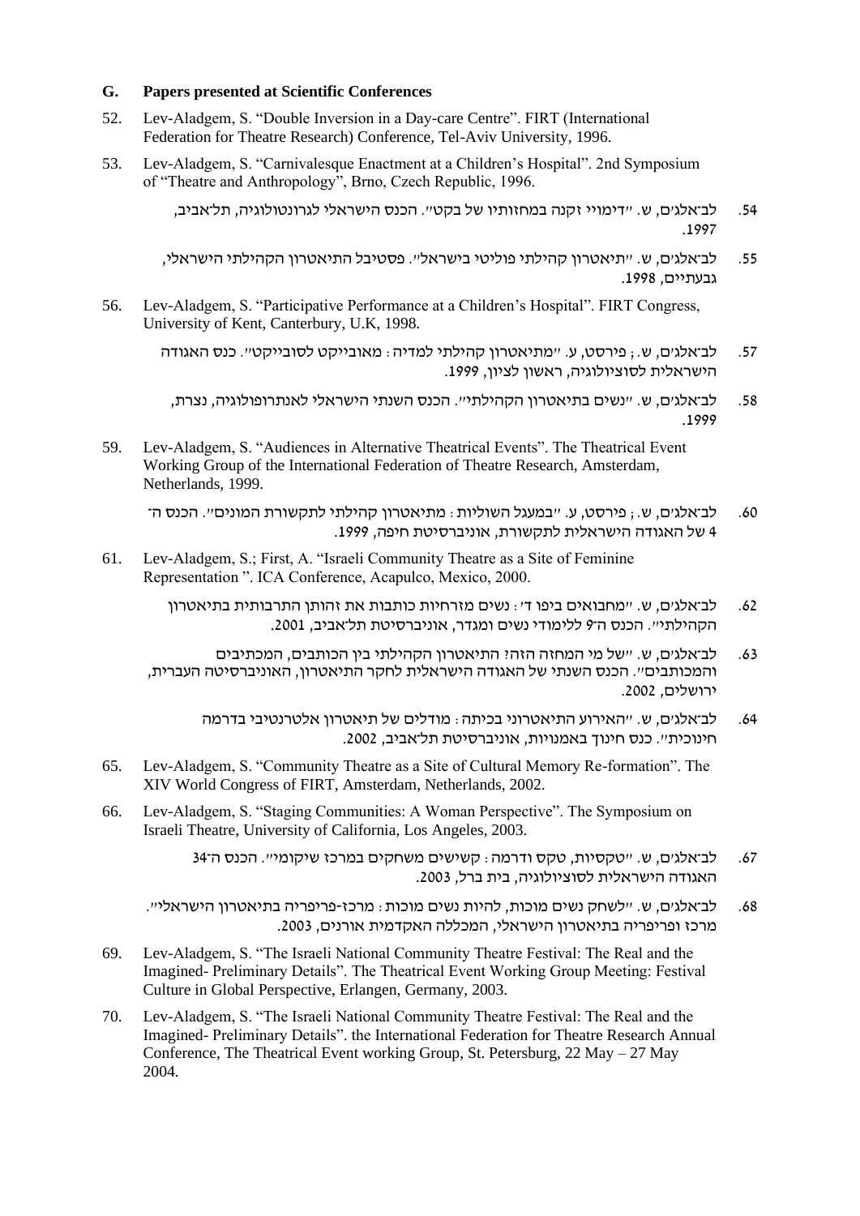## G. Papers presented at Scientific Conferences

52. Lev-Aladgem, S. "Double Inversion in a Day-care Centre". FIRT (International Federation for Theatre Research) Conference, Tel-Aviv University, 1996.

53. Lev-Aladgem, S. "Carnivalesque Enactment at a Children's Hospital". 2nd Symposium of "Theatre and Anthropology", Brno, Czech Republic, 1996.

54. לב־אלגים, ש. "דימויי זקנה במחזותיו של בקט". הכנס הישראלי לגרונטולוגיה, תל־אביב, 1997.

55. לב־אלגים, ש. "תיאטרון קהילתי פוליטי בישראל". פסטיבל התיאטרון הקהילתי הישראלי, גבעתיים, 1998.

56. Lev-Aladgem, S. "Participative Performance at a Children's Hospital". FIRT Congress, University of Kent, Canterbury, U.K, 1998.

57. לב־אלגים, ש.; פירסט, ע. "מתיאטרון קהילתי למדיה: מאובייקט לסובייקט". כנס האגודה הישראלית לסוציולוגיה, ראשון לציון, 1999.

58. לב־אלגים, ש. "נשים בתיאטרון הקהילתי". הכנס השנתי הישראלי לאנתרופולוגיה, נצרת, 1999.

59. Lev-Aladgem, S. "Audiences in Alternative Theatrical Events". The Theatrical Event Working Group of the International Federation of Theatre Research, Amsterdam, Netherlands, 1999.

60. לב־אלגים, ש.; פירסט, ע. "במעגל השוליות: מתיאטרון קהילתי לתקשורת המונים". הכנס ה־4 של האגודה הישראלית לתקשורת, אוניברסיטת חיפה, 1999.

61. Lev-Aladgem, S.; First, A. "Israeli Community Theatre as a Site of Feminine Representation ". ICA Conference, Acapulco, Mexico, 2000.

62. לב־אלגים, ש. "מחבואים ביפו ד': נשים מזרחיות כותבות את זהותן התרבותית בתיאטרון הקהילתי". הכנס ה־9 ללימודי נשים ומגדר, אוניברסיטת תל־אביב, 2001.

63. לב־אלגים, ש. "של מי המחזה הזה? התיאטרון הקהילתי בין הכותבים, המכתיבים והמכותבים". הכנס השנתי של האגודה הישראלית לחקר התיאטרון, האוניברסיטה העברית, ירושלים, 2002.

64. לב־אלגים, ש. "האירוע התיאטרוני בכיתה: מודלים של תיאטרון אלטרנטיבי בדרמה חינוכית". כנס חינוך באמנויות, אוניברסיטת תל־אביב, 2002.

65. Lev-Aladgem, S. "Community Theatre as a Site of Cultural Memory Re-formation". The XIV World Congress of FIRT, Amsterdam, Netherlands, 2002.

66. Lev-Aladgem, S. "Staging Communities: A Woman Perspective". The Symposium on Israeli Theatre, University of California, Los Angeles, 2003.

67. לב־אלגים, ש. "טקסיות, טקס ודרמה: קשישים משחקים במרכז שיקומי". הכנס ה־34 האגודה הישראלית לסוציולוגיה, בית ברל, 2003.

68. לב־אלגים, ש. "לשחק נשים מוכות, להיות נשים מוכות: מרכז-פריפריה בתיאטרון הישראלי". מרכז ופריפריה בתיאטרון הישראלי, המכללה האקדמית אורנים, 2003.

69. Lev-Aladgem, S. "The Israeli National Community Theatre Festival: The Real and the Imagined- Preliminary Details". The Theatrical Event Working Group Meeting: Festival Culture in Global Perspective, Erlangen, Germany, 2003.

70. Lev-Aladgem, S. "The Israeli National Community Theatre Festival: The Real and the Imagined- Preliminary Details". the International Federation for Theatre Research Annual Conference, The Theatrical Event working Group, St. Petersburg, 22 May – 27 May 2004.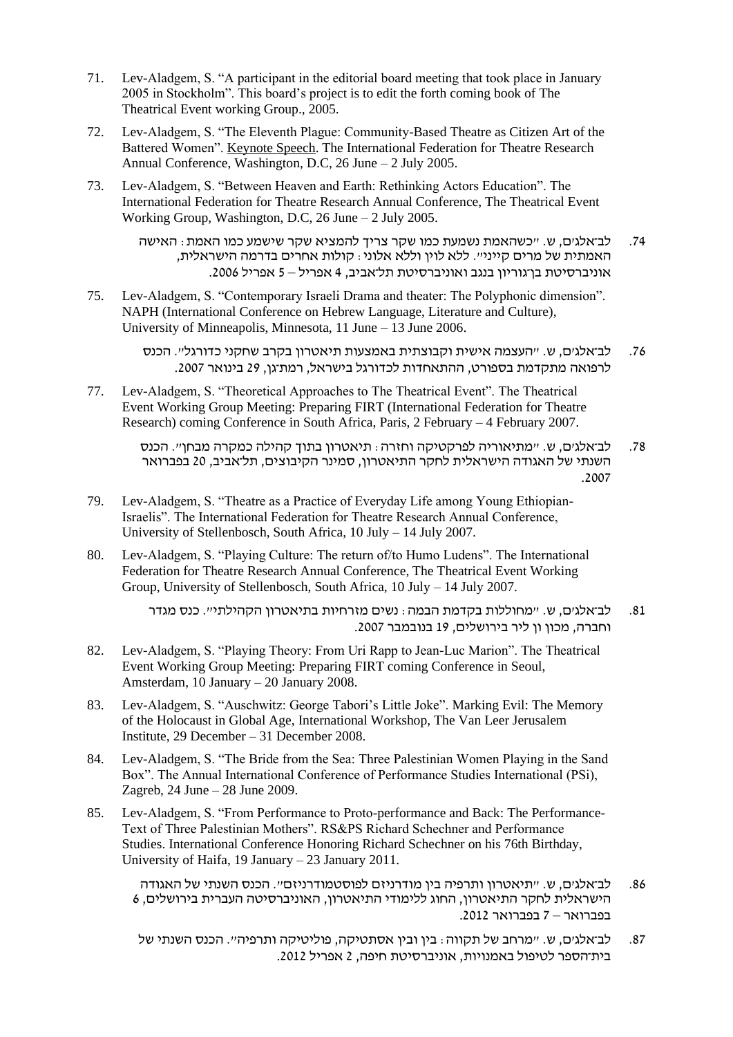71. Lev-Aladgem, S. “A participant in the editorial board meeting that took place in January 2005 in Stockholm”. This board’s project is to edit the forth coming book of The Theatrical Event working Group., 2005.

72. Lev-Aladgem, S. “The Eleventh Plague: Community-Based Theatre as Citizen Art of the Battered Women”. Keynote Speech. The International Federation for Theatre Research Annual Conference, Washington, D.C, 26 June – 2 July 2005.

73. Lev-Aladgem, S. “Between Heaven and Earth: Rethinking Actors Education”. The International Federation for Theatre Research Annual Conference, The Theatrical Event Working Group, Washington, D.C, 26 June – 2 July 2005.

74. לב־אלגים, ש. ״כשהאמת נשמעת כמו שקר צריך להמציא שקר שישמע כמו האמת: האישה האמתית של מרים קייני״. ללא לוין וללא אלוני: קולות אחרים בדרמה הישראלית, אוניברסיטת בן־גוריון בנגב ואוניברסיטת תל־אביב, 4 אפריל – 5 אפריל 2006.

75. Lev-Aladgem, S. “Contemporary Israeli Drama and theater: The Polyphonic dimension”. NAPH (International Conference on Hebrew Language, Literature and Culture), University of Minneapolis, Minnesota, 11 June – 13 June 2006.

76. לב־אלגים, ש. ״העצמה אישית וקבוצתית באמצעות תיאטרון בקרב שחקני כדורגל״. הכנס לרפואה מתקדמת בספורט, ההתאחדות לכדורגל בישראל, רמת־גן, 29 בינואר 2007.

77. Lev-Aladgem, S. “Theoretical Approaches to The Theatrical Event”. The Theatrical Event Working Group Meeting: Preparing FIRT (International Federation for Theatre Research) coming Conference in South Africa, Paris, 2 February – 4 February 2007.

78. לב־אלגים, ש. ״מתיאוריה לפרקטיקה וחזרה: תיאטרון בתוך קהילה כמקרה מבחן״. הכנס השנתי של האגודה הישראלית לחקר התיאטרון, סמינר הקיבוצים, תל־אביב, 20 בפברואר 2007.

79. Lev-Aladgem, S. “Theatre as a Practice of Everyday Life among Young Ethiopian-Israelis”. The International Federation for Theatre Research Annual Conference, University of Stellenbosch, South Africa, 10 July – 14 July 2007.

80. Lev-Aladgem, S. “Playing Culture: The return of/to Humo Ludens”. The International Federation for Theatre Research Annual Conference, The Theatrical Event Working Group, University of Stellenbosch, South Africa, 10 July – 14 July 2007.

81. לב־אלגים, ש. ״מחוללות בקדמת הבמה: נשים מזרחיות בתיאטרון הקהילתי״. כנס מגדר וחברה, מכון ון ליר בירושלים, 19 בנובמבר 2007.

82. Lev-Aladgem, S. “Playing Theory: From Uri Rapp to Jean-Luc Marion”. The Theatrical Event Working Group Meeting: Preparing FIRT coming Conference in Seoul, Amsterdam, 10 January – 20 January 2008.

83. Lev-Aladgem, S. “Auschwitz: George Tabori’s Little Joke”. Marking Evil: The Memory of the Holocaust in Global Age, International Workshop, The Van Leer Jerusalem Institute, 29 December – 31 December 2008.

84. Lev-Aladgem, S. “The Bride from the Sea: Three Palestinian Women Playing in the Sand Box”. The Annual International Conference of Performance Studies International (PSi), Zagreb, 24 June – 28 June 2009.

85. Lev-Aladgem, S. “From Performance to Proto-performance and Back: The Performance-Text of Three Palestinian Mothers”. RS&PS Richard Schechner and Performance Studies. International Conference Honoring Richard Schechner on his 76th Birthday, University of Haifa, 19 January – 23 January 2011.

86. לב־אלגים, ש. ״תיאטרון ותרפיה בין מודרניזם לפוסטמודרניזם״. הכנס השנתי של האגודה הישראלית לחקר התיאטרון, החוג ללימודי התיאטרון, האוניברסיטה העברית בירושלים, 6 בפברואר – 7 בפברואר 2012.

87. לב־אלגים, ש. ״מרחב של תקווה: בין ובין אסתטיקה, פוליטיקה ותרפיה״. הכנס השנתי של בית־הספר לטיפול באמנויות, אוניברסיטת חיפה, 2 אפריל 2012.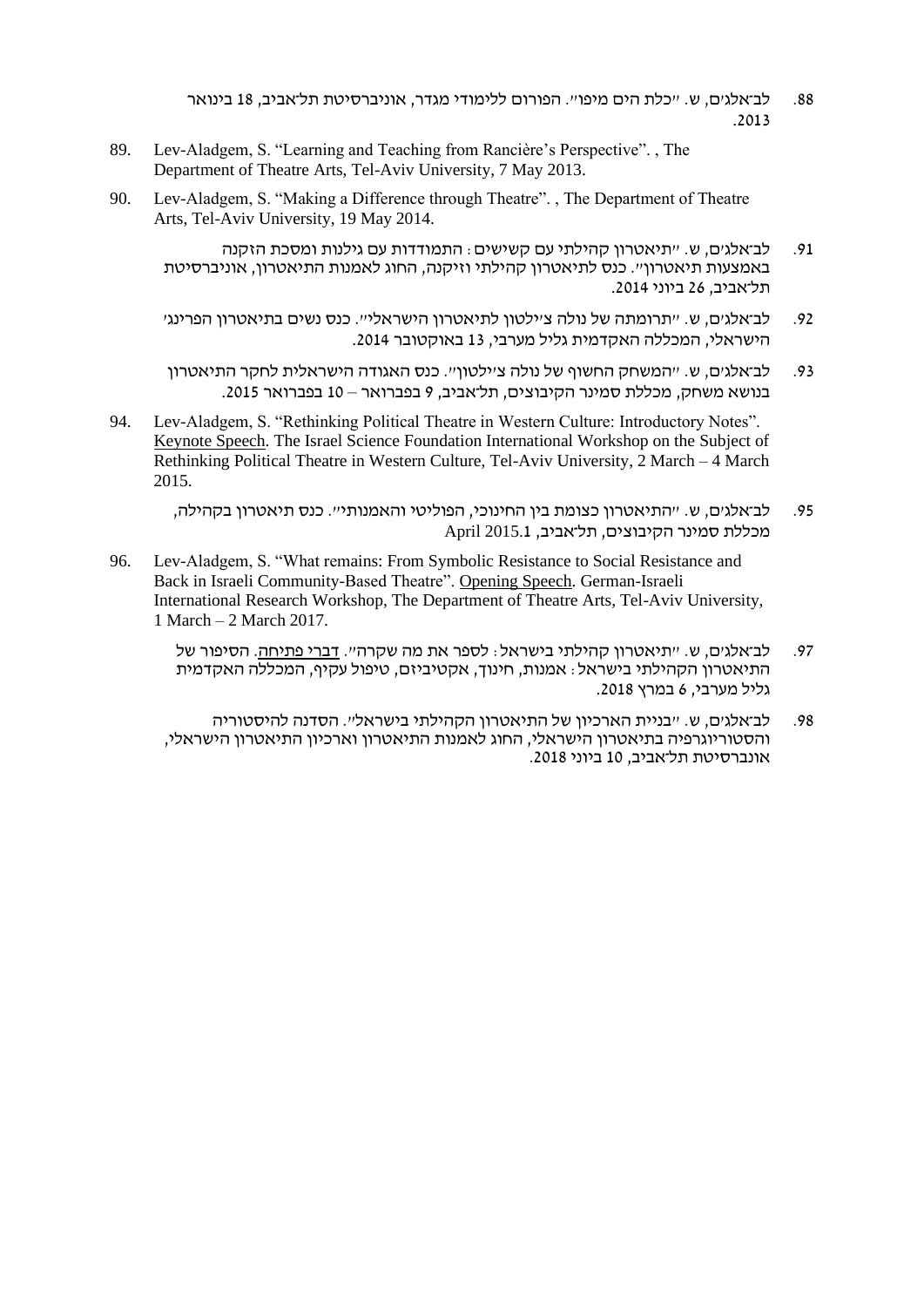88. לב־אלגים, ש. "כלת הים מיפו". הפורום ללימודי מגדר, אוניברסיטת תל־אביב, 18 בינואר 2013.

89. Lev-Aladgem, S. "Learning and Teaching from Rancière's Perspective". , The Department of Theatre Arts, Tel-Aviv University, 7 May 2013.

90. Lev-Aladgem, S. "Making a Difference through Theatre". , The Department of Theatre Arts, Tel-Aviv University, 19 May 2014.

91. לב־אלגים, ש. "תיאטרון קהילתי עם קשישים: התמודדות עם גילנות ומסכת הזקנה באמצעות תיאטרון". כנס לתיאטרון קהילתי וזיקנה, החוג לאמנות התיאטרון, אוניברסיטת תל־אביב, 26 ביוני 2014.

92. לב־אלגים, ש. "תרומתה של נולה צ'ילטון לתיאטרון הישראלי". כנס נשים בתיאטרון הפרינג' הישראלי, המכללה האקדמית גליל מערבי, 13 באוקטובר 2014.

93. לב־אלגים, ש. "המשחק החשוף של נולה צ'ילטון". כנס האגודה הישראלית לחקר התיאטרון בנושא משחק, מכללת סמינר הקיבוצים, תל־אביב, 9 בפברואר – 10 בפברואר 2015.

94. Lev-Aladgem, S. "Rethinking Political Theatre in Western Culture: Introductory Notes". Keynote Speech. The Israel Science Foundation International Workshop on the Subject of Rethinking Political Theatre in Western Culture, Tel-Aviv University, 2 March – 4 March 2015.

95. לב־אלגים, ש. "התיאטרון כצומת בין החינוכי, הפוליטי והאמנותי". כנס תיאטרון בקהילה, מכללת סמינר הקיבוצים, תל־אביב, April 2015.1

96. Lev-Aladgem, S. "What remains: From Symbolic Resistance to Social Resistance and Back in Israeli Community-Based Theatre". Opening Speech. German-Israeli International Research Workshop, The Department of Theatre Arts, Tel-Aviv University, 1 March – 2 March 2017.

97. לב־אלגים, ש. "תיאטרון קהילתי בישראל: לספר את מה שקרה". דברי פתיחה. הסיפור של התיאטרון הקהילתי בישראל: אמנות, חינוך, אקטיביזם, טיפול עקיף, המכללה האקדמית גליל מערבי, 6 במרץ 2018.

98. לב־אלגים, ש. "בניית הארכיון של התיאטרון הקהילתי בישראל". הסדנה להיסטוריה והסטוריוגרפיה בתיאטרון הישראלי, החוג לאמנות התיאטרון וארכיון התיאטרון הישראלי, אונברסיטת תל־אביב, 10 ביוני 2018.